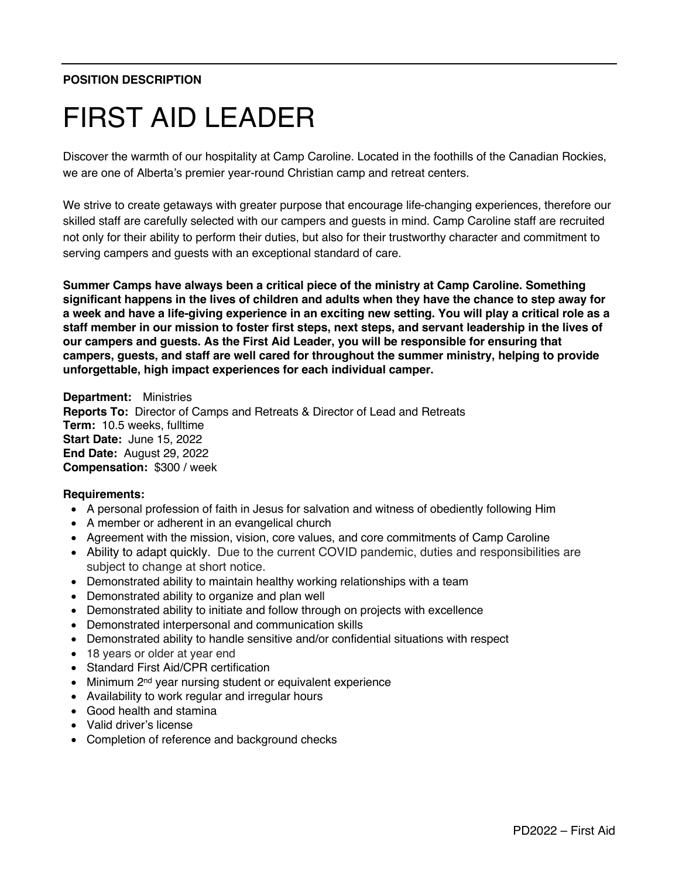**POSITION DESCRIPTION**

# FIRST AID LEADER

Discover the warmth of our hospitality at Camp Caroline. Located in the foothills of the Canadian Rockies, we are one of Alberta's premier year-round Christian camp and retreat centers.

We strive to create getaways with greater purpose that encourage life-changing experiences, therefore our skilled staff are carefully selected with our campers and guests in mind. Camp Caroline staff are recruited not only for their ability to perform their duties, but also for their trustworthy character and commitment to serving campers and guests with an exceptional standard of care.

**Summer Camps have always been a critical piece of the ministry at Camp Caroline. Something significant happens in the lives of children and adults when they have the chance to step away for a week and have a life-giving experience in an exciting new setting. You will play a critical role as a staff member in our mission to foster first steps, next steps, and servant leadership in the lives of our campers and guests. As the First Aid Leader, you will be responsible for ensuring that campers, guests, and staff are well cared for throughout the summer ministry, helping to provide unforgettable, high impact experiences for each individual camper.**

**Department:** Ministries
**Reports To:** Director of Camps and Retreats & Director of Lead and Retreats
**Term:** 10.5 weeks, fulltime
**Start Date:** June 15, 2022
**End Date:** August 29, 2022
**Compensation:** $300 / week

**Requirements:**

- A personal profession of faith in Jesus for salvation and witness of obediently following Him
- A member or adherent in an evangelical church
- Agreement with the mission, vision, core values, and core commitments of Camp Caroline
- Ability to adapt quickly. Due to the current COVID pandemic, duties and responsibilities are subject to change at short notice.
- Demonstrated ability to maintain healthy working relationships with a team
- Demonstrated ability to organize and plan well
- Demonstrated ability to initiate and follow through on projects with excellence
- Demonstrated interpersonal and communication skills
- Demonstrated ability to handle sensitive and/or confidential situations with respect
- 18 years or older at year end
- Standard First Aid/CPR certification
- Minimum 2nd year nursing student or equivalent experience
- Availability to work regular and irregular hours
- Good health and stamina
- Valid driver's license
- Completion of reference and background checks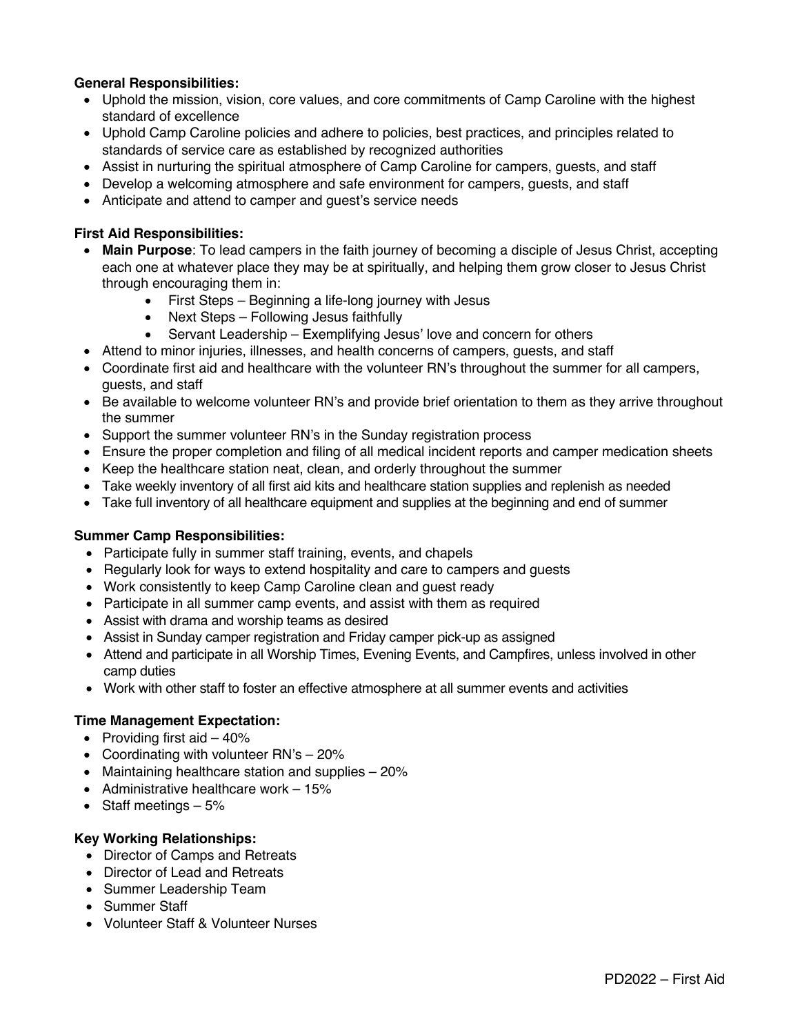**General Responsibilities:**

- Uphold the mission, vision, core values, and core commitments of Camp Caroline with the highest standard of excellence
- Uphold Camp Caroline policies and adhere to policies, best practices, and principles related to standards of service care as established by recognized authorities
- Assist in nurturing the spiritual atmosphere of Camp Caroline for campers, guests, and staff
- Develop a welcoming atmosphere and safe environment for campers, guests, and staff
- Anticipate and attend to camper and guest's service needs

**First Aid Responsibilities:**

- **Main Purpose**: To lead campers in the faith journey of becoming a disciple of Jesus Christ, accepting each one at whatever place they may be at spiritually, and helping them grow closer to Jesus Christ through encouraging them in:
    - First Steps – Beginning a life-long journey with Jesus
    - Next Steps – Following Jesus faithfully
    - Servant Leadership – Exemplifying Jesus' love and concern for others
- Attend to minor injuries, illnesses, and health concerns of campers, guests, and staff
- Coordinate first aid and healthcare with the volunteer RN's throughout the summer for all campers, guests, and staff
- Be available to welcome volunteer RN's and provide brief orientation to them as they arrive throughout the summer
- Support the summer volunteer RN's in the Sunday registration process
- Ensure the proper completion and filing of all medical incident reports and camper medication sheets
- Keep the healthcare station neat, clean, and orderly throughout the summer
- Take weekly inventory of all first aid kits and healthcare station supplies and replenish as needed
- Take full inventory of all healthcare equipment and supplies at the beginning and end of summer

**Summer Camp Responsibilities:**

- Participate fully in summer staff training, events, and chapels
- Regularly look for ways to extend hospitality and care to campers and guests
- Work consistently to keep Camp Caroline clean and guest ready
- Participate in all summer camp events, and assist with them as required
- Assist with drama and worship teams as desired
- Assist in Sunday camper registration and Friday camper pick-up as assigned
- Attend and participate in all Worship Times, Evening Events, and Campfires, unless involved in other camp duties
- Work with other staff to foster an effective atmosphere at all summer events and activities

**Time Management Expectation:**

- Providing first aid – 40%
- Coordinating with volunteer RN's – 20%
- Maintaining healthcare station and supplies – 20%
- Administrative healthcare work – 15%
- Staff meetings – 5%

**Key Working Relationships:**

- Director of Camps and Retreats
- Director of Lead and Retreats
- Summer Leadership Team
- Summer Staff
- Volunteer Staff & Volunteer Nurses